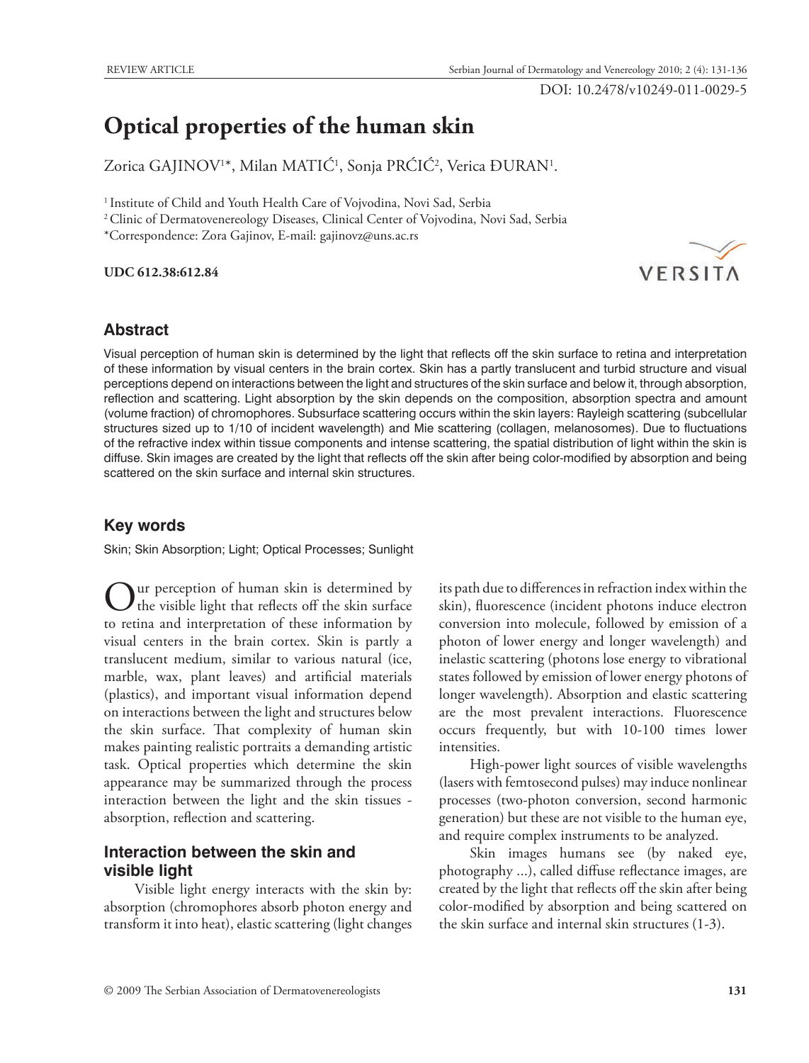REVIEW ARTICLE

DOI: 10.2478/v10249-011-0029-5

# Optical properties of the human skin

Zorica GAJINOV[1]*, Milan MATIĆ[1], Sonja PRĆIĆ[2], Verica ĐURAN[1].

[1] Institute of Child and Youth Health Care of Vojvodina, Novi Sad, Serbia
[2] Clinic of Dermatovenereology Diseases, Clinical Center of Vojvodina, Novi Sad, Serbia
*Correspondence: Zora Gajinov, E-mail: gajinovz@uns.ac.rs

**UDC 612.38:612.84**

## Abstract

Visual perception of human skin is determined by the light that reflects off the skin surface to retina and interpretation of these information by visual centers in the brain cortex. Skin has a partly translucent and turbid structure and visual perceptions depend on interactions between the light and structures of the skin surface and below it, through absorption, reflection and scattering. Light absorption by the skin depends on the composition, absorption spectra and amount (volume fraction) of chromophores. Subsurface scattering occurs within the skin layers: Rayleigh scattering (subcellular structures sized up to 1/10 of incident wavelength) and Mie scattering (collagen, melanosomes). Due to fluctuations of the refractive index within tissue components and intense scattering, the spatial distribution of light within the skin is diffuse. Skin images are created by the light that reflects off the skin after being color-modified by absorption and being scattered on the skin surface and internal skin structures.

## Key words

Skin; Skin Absorption; Light; Optical Processes; Sunlight

Our perception of human skin is determined by the visible light that reflects off the skin surface to retina and interpretation of these information by visual centers in the brain cortex. Skin is partly a translucent medium, similar to various natural (ice, marble, wax, plant leaves) and artificial materials (plastics), and important visual information depend on interactions between the light and structures below the skin surface. That complexity of human skin makes painting realistic portraits a demanding artistic task. Optical properties which determine the skin appearance may be summarized through the process interaction between the light and the skin tissues - absorption, reflection and scattering.

## Interaction between the skin and visible light

Visible light energy interacts with the skin by: absorption (chromophores absorb photon energy and transform it into heat), elastic scattering (light changes its path due to differences in refraction index within the skin), fluorescence (incident photons induce electron conversion into molecule, followed by emission of a photon of lower energy and longer wavelength) and inelastic scattering (photons lose energy to vibrational states followed by emission of lower energy photons of longer wavelength). Absorption and elastic scattering are the most prevalent interactions. Fluorescence occurs frequently, but with 10-100 times lower intensities.

High-power light sources of visible wavelengths (lasers with femtosecond pulses) may induce nonlinear processes (two-photon conversion, second harmonic generation) but these are not visible to the human eye, and require complex instruments to be analyzed.

Skin images humans see (by naked eye, photography ...), called diffuse reflectance images, are created by the light that reflects off the skin after being color-modified by absorption and being scattered on the skin surface and internal skin structures (1-3).

© 2009 The Serbian Association of Dermatovenereologists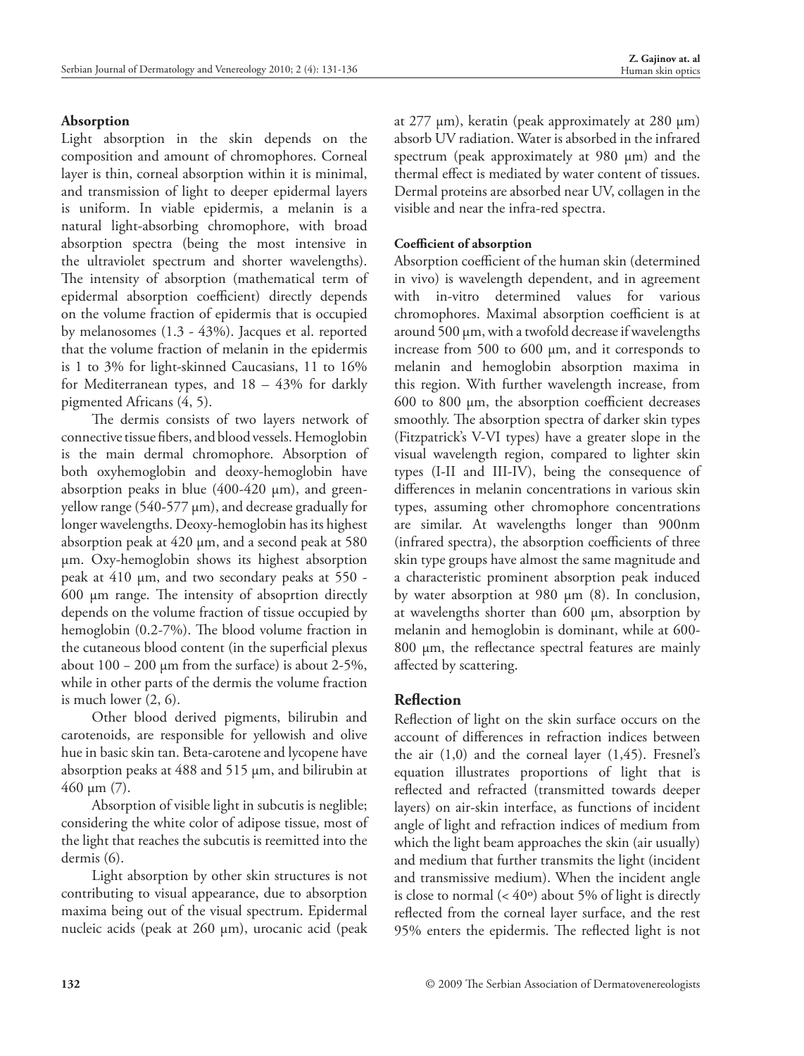## Absorption

Light absorption in the skin depends on the composition and amount of chromophores. Corneal layer is thin, corneal absorption within it is minimal, and transmission of light to deeper epidermal layers is uniform. In viable epidermis, a melanin is a natural light-absorbing chromophore, with broad absorption spectra (being the most intensive in the ultraviolet spectrum and shorter wavelengths). The intensity of absorption (mathematical term of epidermal absorption coefficient) directly depends on the volume fraction of epidermis that is occupied by melanosomes (1.3 - 43%). Jacques et al. reported that the volume fraction of melanin in the epidermis is 1 to 3% for light-skinned Caucasians, 11 to 16% for Mediterranean types, and 18 – 43% for darkly pigmented Africans (4, 5).

The dermis consists of two layers network of connective tissue fibers, and blood vessels. Hemoglobin is the main dermal chromophore. Absorption of both oxyhemoglobin and deoxy-hemoglobin have absorption peaks in blue (400-420 μm), and green-yellow range (540-577 μm), and decrease gradually for longer wavelengths. Deoxy-hemoglobin has its highest absorption peak at 420 μm, and a second peak at 580 μm. Oxy-hemoglobin shows its highest absorption peak at 410 μm, and two secondary peaks at 550 - 600 μm range. The intensity of absoprtion directly depends on the volume fraction of tissue occupied by hemoglobin (0.2-7%). The blood volume fraction in the cutaneous blood content (in the superficial plexus about 100 – 200 μm from the surface) is about 2-5%, while in other parts of the dermis the volume fraction is much lower (2, 6).

Other blood derived pigments, bilirubin and carotenoids, are responsible for yellowish and olive hue in basic skin tan. Beta-carotene and lycopene have absorption peaks at 488 and 515 μm, and bilirubin at 460 μm (7).

Absorption of visible light in subcutis is neglible; considering the white color of adipose tissue, most of the light that reaches the subcutis is reemitted into the dermis (6).

Light absorption by other skin structures is not contributing to visual appearance, due to absorption maxima being out of the visual spectrum. Epidermal nucleic acids (peak at 260 μm), urocanic acid (peak at 277 μm), keratin (peak approximately at 280 μm) absorb UV radiation. Water is absorbed in the infrared spectrum (peak approximately at 980 μm) and the thermal effect is mediated by water content of tissues. Dermal proteins are absorbed near UV, collagen in the visible and near the infra-red spectra.

### Coefficient of absorption

Absorption coefficient of the human skin (determined in vivo) is wavelength dependent, and in agreement with in-vitro determined values for various chromophores. Maximal absorption coefficient is at around 500 μm, with a twofold decrease if wavelengths increase from 500 to 600 μm, and it corresponds to melanin and hemoglobin absorption maxima in this region. With further wavelength increase, from 600 to 800 μm, the absorption coefficient decreases smoothly. The absorption spectra of darker skin types (Fitzpatrick's V-VI types) have a greater slope in the visual wavelength region, compared to lighter skin types (I-II and III-IV), being the consequence of differences in melanin concentrations in various skin types, assuming other chromophore concentrations are similar. At wavelengths longer than 900nm (infrared spectra), the absorption coefficients of three skin type groups have almost the same magnitude and a characteristic prominent absorption peak induced by water absorption at 980 μm (8). In conclusion, at wavelengths shorter than 600 μm, absorption by melanin and hemoglobin is dominant, while at 600-800 μm, the reflectance spectral features are mainly affected by scattering.

## Reflection

Reflection of light on the skin surface occurs on the account of differences in refraction indices between the air (1,0) and the corneal layer (1,45). Fresnel's equation illustrates proportions of light that is reflected and refracted (transmitted towards deeper layers) on air-skin interface, as functions of incident angle of light and refraction indices of medium from which the light beam approaches the skin (air usually) and medium that further transmits the light (incident and transmissive medium). When the incident angle is close to normal (< 40º) about 5% of light is directly reflected from the corneal layer surface, and the rest 95% enters the epidermis. The reflected light is not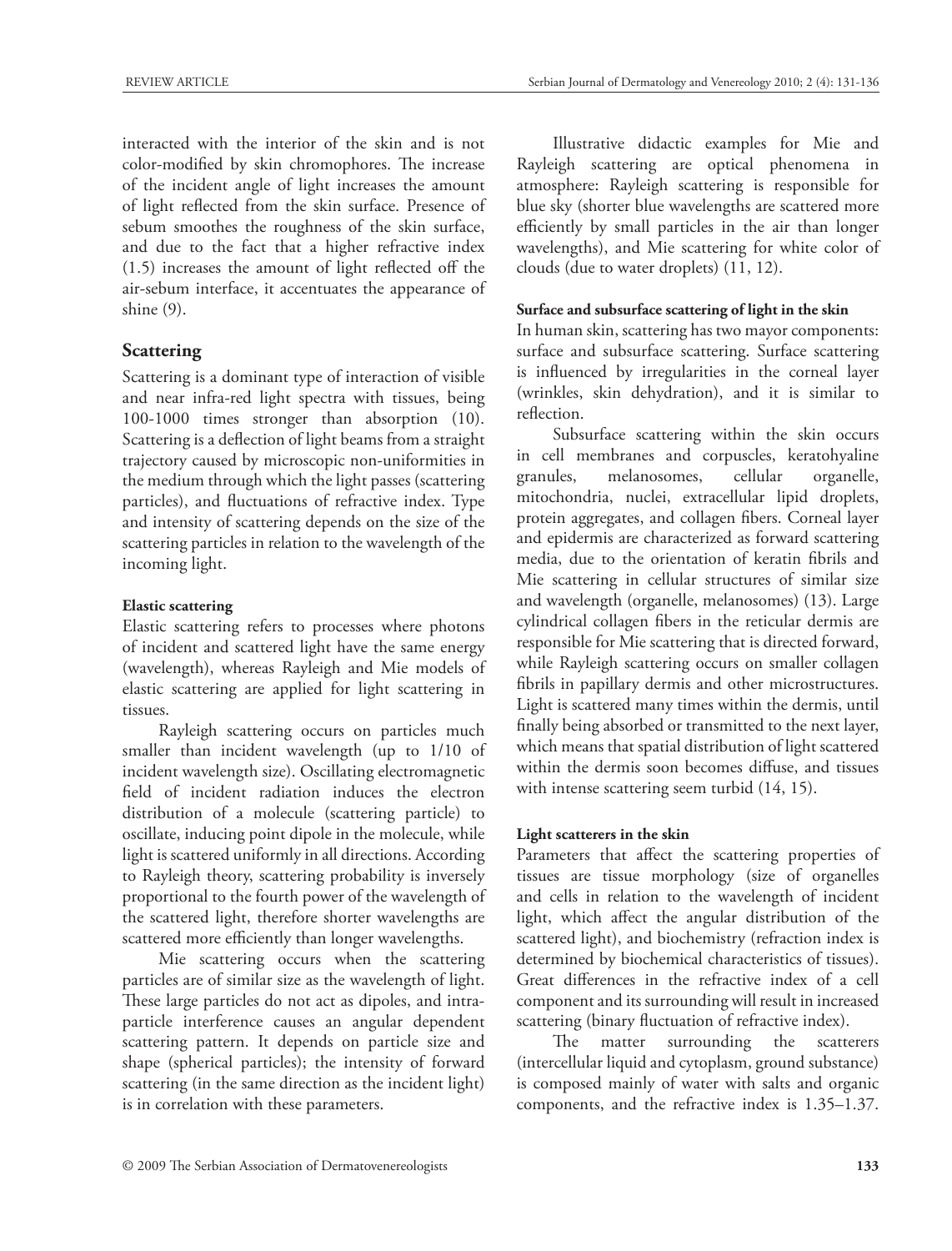interacted with the interior of the skin and is not color-modified by skin chromophores. The increase of the incident angle of light increases the amount of light reflected from the skin surface. Presence of sebum smoothes the roughness of the skin surface, and due to the fact that a higher refractive index (1.5) increases the amount of light reflected off the air-sebum interface, it accentuates the appearance of shine (9).

## Scattering

Scattering is a dominant type of interaction of visible and near infra-red light spectra with tissues, being 100-1000 times stronger than absorption (10). Scattering is a deflection of light beams from a straight trajectory caused by microscopic non-uniformities in the medium through which the light passes (scattering particles), and fluctuations of refractive index. Type and intensity of scattering depends on the size of the scattering particles in relation to the wavelength of the incoming light.

### Elastic scattering

Elastic scattering refers to processes where photons of incident and scattered light have the same energy (wavelength), whereas Rayleigh and Mie models of elastic scattering are applied for light scattering in tissues.

Rayleigh scattering occurs on particles much smaller than incident wavelength (up to 1/10 of incident wavelength size). Oscillating electromagnetic field of incident radiation induces the electron distribution of a molecule (scattering particle) to oscillate, inducing point dipole in the molecule, while light is scattered uniformly in all directions. According to Rayleigh theory, scattering probability is inversely proportional to the fourth power of the wavelength of the scattered light, therefore shorter wavelengths are scattered more efficiently than longer wavelengths.

Mie scattering occurs when the scattering particles are of similar size as the wavelength of light. These large particles do not act as dipoles, and intra-particle interference causes an angular dependent scattering pattern. It depends on particle size and shape (spherical particles); the intensity of forward scattering (in the same direction as the incident light) is in correlation with these parameters.

Illustrative didactic examples for Mie and Rayleigh scattering are optical phenomena in atmosphere: Rayleigh scattering is responsible for blue sky (shorter blue wavelengths are scattered more efficiently by small particles in the air than longer wavelengths), and Mie scattering for white color of clouds (due to water droplets) (11, 12).

### Surface and subsurface scattering of light in the skin

In human skin, scattering has two mayor components: surface and subsurface scattering. Surface scattering is influenced by irregularities in the corneal layer (wrinkles, skin dehydration), and it is similar to reflection.

Subsurface scattering within the skin occurs in cell membranes and corpuscles, keratohyaline granules, melanosomes, cellular organelle, mitochondria, nuclei, extracellular lipid droplets, protein aggregates, and collagen fibers. Corneal layer and epidermis are characterized as forward scattering media, due to the orientation of keratin fibrils and Mie scattering in cellular structures of similar size and wavelength (organelle, melanosomes) (13). Large cylindrical collagen fibers in the reticular dermis are responsible for Mie scattering that is directed forward, while Rayleigh scattering occurs on smaller collagen fibrils in papillary dermis and other microstructures. Light is scattered many times within the dermis, until finally being absorbed or transmitted to the next layer, which means that spatial distribution of light scattered within the dermis soon becomes diffuse, and tissues with intense scattering seem turbid (14, 15).

### Light scatterers in the skin

Parameters that affect the scattering properties of tissues are tissue morphology (size of organelles and cells in relation to the wavelength of incident light, which affect the angular distribution of the scattered light), and biochemistry (refraction index is determined by biochemical characteristics of tissues). Great differences in the refractive index of a cell component and its surrounding will result in increased scattering (binary fluctuation of refractive index).

The matter surrounding the scatterers (intercellular liquid and cytoplasm, ground substance) is composed mainly of water with salts and organic components, and the refractive index is 1.35–1.37.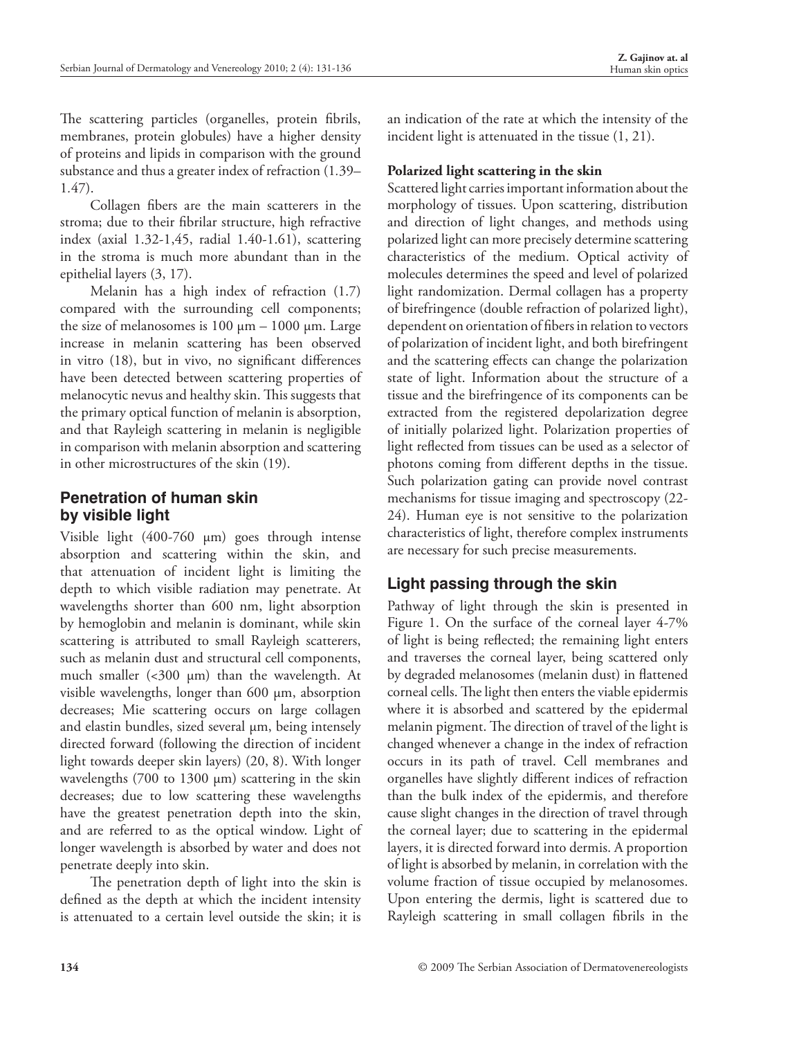The scattering particles (organelles, protein fibrils, membranes, protein globules) have a higher density of proteins and lipids in comparison with the ground substance and thus a greater index of refraction (1.39–1.47).

Collagen fibers are the main scatterers in the stroma; due to their fibrilar structure, high refractive index (axial 1.32-1,45, radial 1.40-1.61), scattering in the stroma is much more abundant than in the epithelial layers (3, 17).

Melanin has a high index of refraction (1.7) compared with the surrounding cell components; the size of melanosomes is 100 μm – 1000 μm. Large increase in melanin scattering has been observed in vitro (18), but in vivo, no significant differences have been detected between scattering properties of melanocytic nevus and healthy skin. This suggests that the primary optical function of melanin is absorption, and that Rayleigh scattering in melanin is negligible in comparison with melanin absorption and scattering in other microstructures of the skin (19).

## Penetration of human skin by visible light

Visible light (400-760 μm) goes through intense absorption and scattering within the skin, and that attenuation of incident light is limiting the depth to which visible radiation may penetrate. At wavelengths shorter than 600 nm, light absorption by hemoglobin and melanin is dominant, while skin scattering is attributed to small Rayleigh scatterers, such as melanin dust and structural cell components, much smaller (<300 μm) than the wavelength. At visible wavelengths, longer than 600 μm, absorption decreases; Mie scattering occurs on large collagen and elastin bundles, sized several μm, being intensely directed forward (following the direction of incident light towards deeper skin layers) (20, 8). With longer wavelengths (700 to 1300 μm) scattering in the skin decreases; due to low scattering these wavelengths have the greatest penetration depth into the skin, and are referred to as the optical window. Light of longer wavelength is absorbed by water and does not penetrate deeply into skin.

The penetration depth of light into the skin is defined as the depth at which the incident intensity is attenuated to a certain level outside the skin; it is an indication of the rate at which the intensity of the incident light is attenuated in the tissue (1, 21).

**Polarized light scattering in the skin**

Scattered light carries important information about the morphology of tissues. Upon scattering, distribution and direction of light changes, and methods using polarized light can more precisely determine scattering characteristics of the medium. Optical activity of molecules determines the speed and level of polarized light randomization. Dermal collagen has a property of birefringence (double refraction of polarized light), dependent on orientation of fibers in relation to vectors of polarization of incident light, and both birefringent and the scattering effects can change the polarization state of light. Information about the structure of a tissue and the birefringence of its components can be extracted from the registered depolarization degree of initially polarized light. Polarization properties of light reflected from tissues can be used as a selector of photons coming from different depths in the tissue. Such polarization gating can provide novel contrast mechanisms for tissue imaging and spectroscopy (22-24). Human eye is not sensitive to the polarization characteristics of light, therefore complex instruments are necessary for such precise measurements.

## Light passing through the skin

Pathway of light through the skin is presented in Figure 1. On the surface of the corneal layer 4-7% of light is being reflected; the remaining light enters and traverses the corneal layer, being scattered only by degraded melanosomes (melanin dust) in flattened corneal cells. The light then enters the viable epidermis where it is absorbed and scattered by the epidermal melanin pigment. The direction of travel of the light is changed whenever a change in the index of refraction occurs in its path of travel. Cell membranes and organelles have slightly different indices of refraction than the bulk index of the epidermis, and therefore cause slight changes in the direction of travel through the corneal layer; due to scattering in the epidermal layers, it is directed forward into dermis. A proportion of light is absorbed by melanin, in correlation with the volume fraction of tissue occupied by melanosomes. Upon entering the dermis, light is scattered due to Rayleigh scattering in small collagen fibrils in the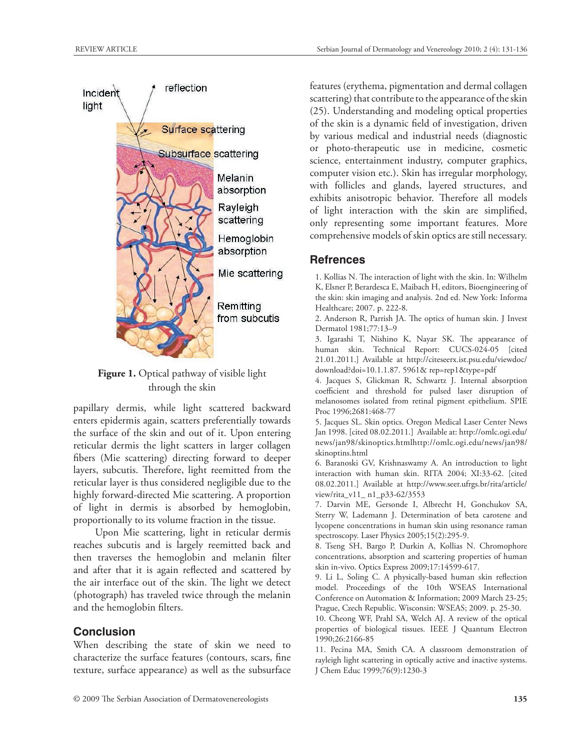Figure 1. Optical pathway of visible light through the skin

papillary dermis, while light scattered backward enters epidermis again, scatters preferentially towards the surface of the skin and out of it. Upon entering reticular dermis the light scatters in larger collagen fibers (Mie scattering) directing forward to deeper layers, subcutis. Therefore, light reemitted from the reticular layer is thus considered negligible due to the highly forward-directed Mie scattering. A proportion of light in dermis is absorbed by hemoglobin, proportionally to its volume fraction in the tissue.

Upon Mie scattering, light in reticular dermis reaches subcutis and is largely reemitted back and then traverses the hemoglobin and melanin filter and after that it is again reflected and scattered by the air interface out of the skin. The light we detect (photograph) has traveled twice through the melanin and the hemoglobin filters.

## Conclusion

When describing the state of skin we need to characterize the surface features (contours, scars, fine texture, surface appearance) as well as the subsurface features (erythema, pigmentation and dermal collagen scattering) that contribute to the appearance of the skin (25). Understanding and modeling optical properties of the skin is a dynamic field of investigation, driven by various medical and industrial needs (diagnostic or photo-therapeutic use in medicine, cosmetic science, entertainment industry, computer graphics, computer vision etc.). Skin has irregular morphology, with follicles and glands, layered structures, and exhibits anisotropic behavior. Therefore all models of light interaction with the skin are simplified, only representing some important features. More comprehensive models of skin optics are still necessary.

## Refrences

1. Kollias N. The interaction of light with the skin. In: Wilhelm K, Elsner P, Berardesca E, Maibach H, editors, Bioengineering of the skin: skin imaging and analysis. 2nd ed. New York: Informa Healthcare; 2007. p. 222-8.
2. Anderson R, Parrish JA. The optics of human skin. J Invest Dermatol 1981;77:13–9
3. Igarashi T, Nishino K, Nayar SK. The appearance of human skin. Technical Report: CUCS-024-05 [cited 21.01.2011.] Available at http://citeseerx.ist.psu.edu/viewdoc/download?doi=10.1.1.87. 5961& rep=rep1&type=pdf
4. Jacques S, Glickman R, Schwartz J. Internal absorption coefficient and threshold for pulsed laser disruption of melanosomes isolated from retinal pigment epithelium. SPIE Proc 1996;2681:468-77
5. Jacques SL. Skin optics. Oregon Medical Laser Center News Jan 1998. [cited 08.02.2011.] Available at: http://omlc.ogi.edu/news/jan98/skinoptics.htmlhttp://omlc.ogi.edu/news/jan98/skinoptins.html
6. Baranoski GV, Krishnaswamy A. An introduction to light interaction with human skin. RITA 2004; XI:33-62. [cited 08.02.2011.] Available at http://www.seer.ufrgs.br/rita/article/view/rita_v11_ n1_p33-62/3553
7. Darvin ME, Gersonde I, Albrecht H, Gonchukov SA, Sterry W, Lademann J. Determination of beta carotene and lycopene concentrations in human skin using resonance raman spectroscopy. Laser Physics 2005;15(2):295-9.
8. Tseng SH, Bargo P, Durkin A, Kollias N. Chromophore concentrations, absorption and scattering properties of human skin in-vivo. Optics Express 2009;17:14599-617.
9. Li L, Soling C. A physically-based human skin reflection model. Proceedings of the 10th WSEAS International Conference on Automation & Information; 2009 March 23-25; Prague, Czech Republic. Wisconsin: WSEAS; 2009. p. 25-30.
10. Cheong WF, Prahl SA, Welch AJ. A review of the optical properties of biological tissues. IEEE J Quantum Electron 1990;26:2166-85
11. Pecina MA, Smith CA. A classroom demonstration of rayleigh light scattering in optically active and inactive systems. J Chem Educ 1999;76(9):1230-3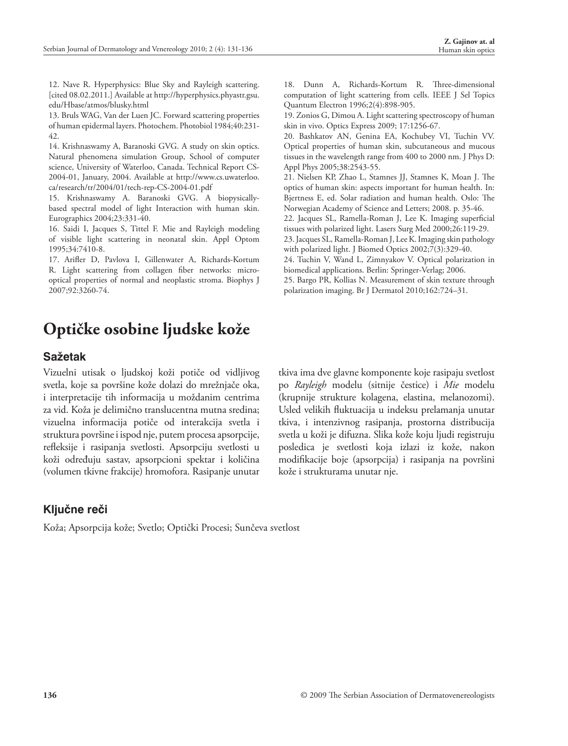12. Nave R. Hyperphysics: Blue Sky and Rayleigh scattering. [cited 08.02.2011.] Available at http://hyperphysics.phyastr.gsu.edu/Hbase/atmos/blusky.html

13. Bruls WAG, Van der Luen JC. Forward scattering properties of human epidermal layers. Photochem. Photobiol 1984;40:231-42.

14. Krishnaswamy A, Baranoski GVG. A study on skin optics. Natural phenomena simulation Group, School of computer science, University of Waterloo, Canada. Technical Report CS-2004-01, January, 2004. Available at http://www.cs.uwaterloo.ca/research/tr/2004/01/tech-rep-CS-2004-01.pdf

15. Krishnaswamy A. Baranoski GVG. A biopysically-based spectral model of light Interaction with human skin. Eurographics 2004;23:331-40.

16. Saidi I, Jacques S, Tittel F. Mie and Rayleigh modeling of visible light scattering in neonatal skin. Appl Optom 1995;34:7410-8.

17. Arifler D, Pavlova I, Gillenwater A, Richards-Kortum R. Light scattering from collagen fiber networks: micro-optical properties of normal and neoplastic stroma. Biophys J 2007;92:3260-74.

18. Dunn A, Richards-Kortum R. Three-dimensional computation of light scattering from cells. IEEE J Sel Topics Quantum Electron 1996;2(4):898-905.

19. Zonios G, Dimou A. Light scattering spectroscopy of human skin in vivo. Optics Express 2009; 17:1256-67.

20. Bashkatov AN, Genina EA, Kochubey VI, Tuchin VV. Optical properties of human skin, subcutaneous and mucous tissues in the wavelength range from 400 to 2000 nm. J Phys D: Appl Phys 2005;38:2543-55.

21. Nielsen KP, Zhao L, Stamnes JJ, Stamnes K, Moan J. The optics of human skin: aspects important for human health. In: Bjertness E, ed. Solar radiation and human health. Oslo: The Norwegian Academy of Science and Letters; 2008. p. 35-46.

22. Jacques SL, Ramella-Roman J, Lee K. Imaging superficial tissues with polarized light. Lasers Surg Med 2000;26:119-29.

23. Jacques SL, Ramella-Roman J, Lee K. Imaging skin pathology with polarized light. J Biomed Optics 2002;7(3):329-40.

24. Tuchin V, Wand L, Zimnyakov V. Optical polarization in biomedical applications. Berlin: Springer-Verlag; 2006.

25. Bargo PR, Kollias N. Measurement of skin texture through polarization imaging. Br J Dermatol 2010;162:724–31.

# Optičke osobine ljudske kože

## Sažetak

Vizuelni utisak o ljudskoj koži potiče od vidljivog svetla, koje sa površine kože dolazi do mrežnjače oka, i interpretacije tih informacija u moždanim centrima za vid. Koža je delimično translucentna mutna sredina; vizuelna informacija potiče od interakcija svetla i struktura površine i ispod nje, putem procesa apsorpcije, refleksije i rasipanja svetlosti. Apsorpciju svetlosti u koži određuju sastav, apsorpcioni spektar i količina (volumen tkivne frakcije) hromofora. Rasipanje unutar tkiva ima dve glavne komponente koje rasipaju svetlost po *Rayleigh* modelu (sitnije čestice) i *Mie* modelu (krupnije strukture kolagena, elastina, melanozomi). Usled velikih fluktuacija u indeksu prelamanja unutar tkiva, i intenzivnog rasipanja, prostorna distribucija svetla u koži je difuzna. Slika kože koju ljudi registruju posledica je svetlosti koja izlazi iz kože, nakon modifikacije boje (apsorpcija) i rasipanja na površini kože i strukturama unutar nje.

## Ključne reči

Koža; Apsorpcija kože; Svetlo; Optički Procesi; Sunčeva svetlost